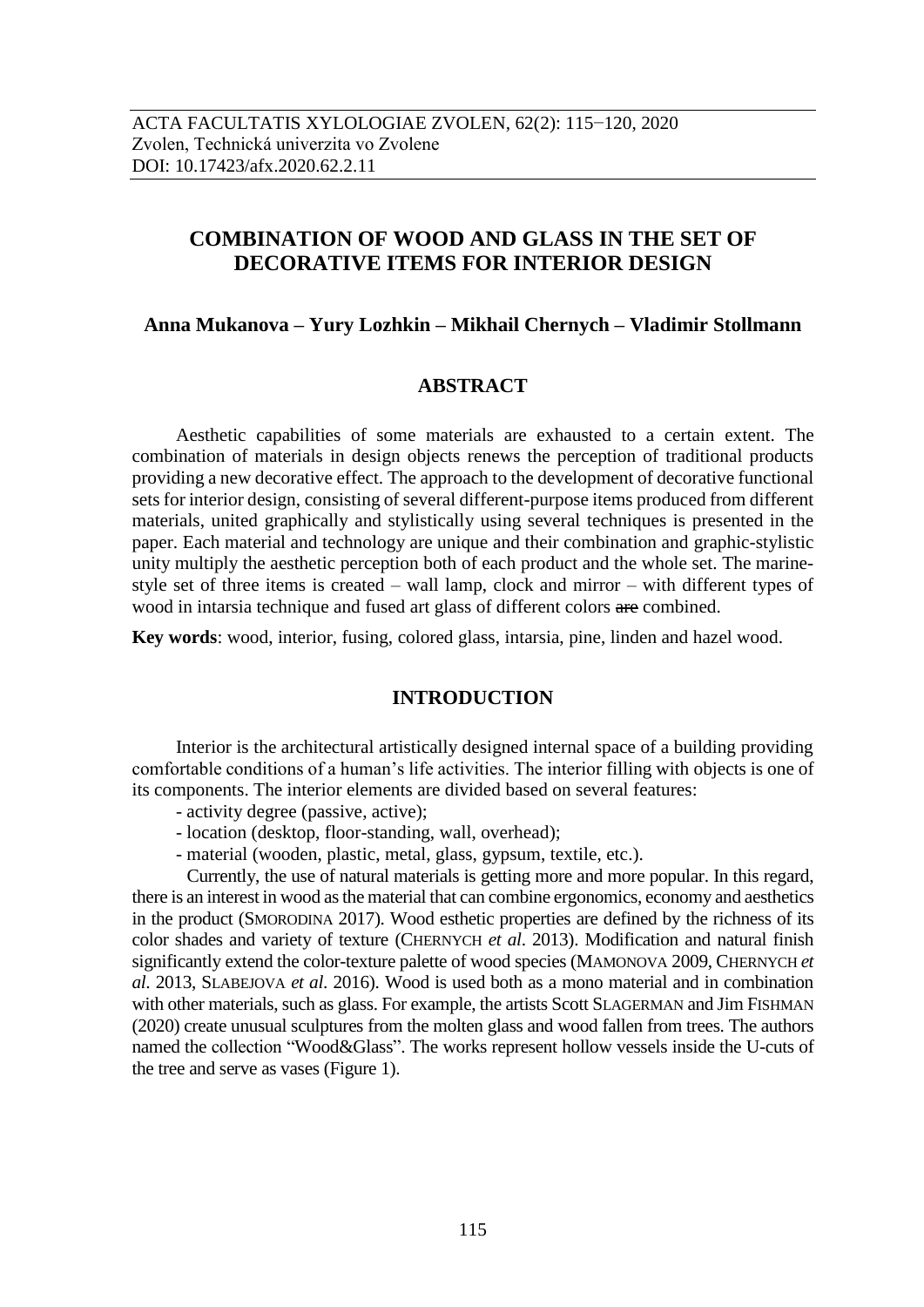ACTA FACULTATIS XYLOLOGIAE ZVOLEN, 62(2): 115−120, 2020
Zvolen, Technická univerzita vo Zvolene
DOI: 10.17423/afx.2020.62.2.11

# COMBINATION OF WOOD AND GLASS IN THE SET OF DECORATIVE ITEMS FOR INTERIOR DESIGN

**Anna Mukanova – Yury Lozhkin – Mikhail Chernych – Vladimir Stollmann**

## ABSTRACT

Aesthetic capabilities of some materials are exhausted to a certain extent. The combination of materials in design objects renews the perception of traditional products providing a new decorative effect. The approach to the development of decorative functional sets for interior design, consisting of several different-purpose items produced from different materials, united graphically and stylistically using several techniques is presented in the paper. Each material and technology are unique and their combination and graphic-stylistic unity multiply the aesthetic perception both of each product and the whole set. The marine-style set of three items is created – wall lamp, clock and mirror – with different types of wood in intarsia technique and fused art glass of different colors ~~are~~ combined.

**Key words**: wood, interior, fusing, colored glass, intarsia, pine, linden and hazel wood.

## INTRODUCTION

Interior is the architectural artistically designed internal space of a building providing comfortable conditions of a human's life activities. The interior filling with objects is one of its components. The interior elements are divided based on several features:

- activity degree (passive, active);
- location (desktop, floor-standing, wall, overhead);
- material (wooden, plastic, metal, glass, gypsum, textile, etc.).

Currently, the use of natural materials is getting more and more popular. In this regard, there is an interest in wood as the material that can combine ergonomics, economy and aesthetics in the product (SMORODINA 2017). Wood esthetic properties are defined by the richness of its color shades and variety of texture (CHERNYCH *et al*. 2013). Modification and natural finish significantly extend the color-texture palette of wood species (MAMONOVA 2009, CHERNYCH *et al*. 2013, SLABEJOVA *et al*. 2016). Wood is used both as a mono material and in combination with other materials, such as glass. For example, the artists Scott SLAGERMAN and Jim FISHMAN (2020) create unusual sculptures from the molten glass and wood fallen from trees. The authors named the collection "Wood&Glass". The works represent hollow vessels inside the U-cuts of the tree and serve as vases (Figure 1).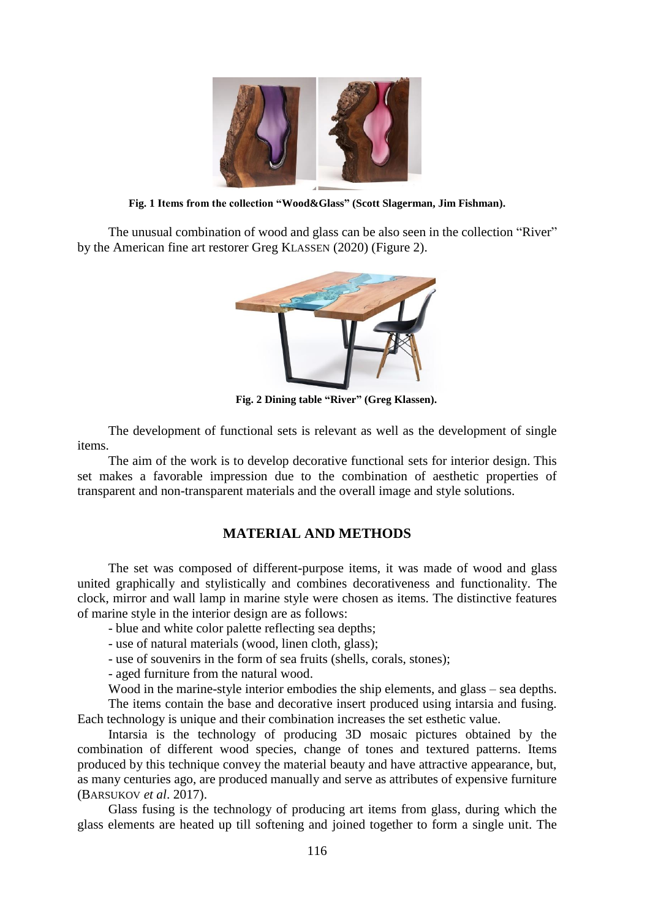**Fig. 1 Items from the collection "Wood&Glass" (Scott Slagerman, Jim Fishman).**

The unusual combination of wood and glass can be also seen in the collection "River" by the American fine art restorer Greg KLASSEN (2020) (Figure 2).

**Fig. 2 Dining table "River" (Greg Klassen).**

The development of functional sets is relevant as well as the development of single items.

The aim of the work is to develop decorative functional sets for interior design. This set makes a favorable impression due to the combination of aesthetic properties of transparent and non-transparent materials and the overall image and style solutions.

## MATERIAL AND METHODS

The set was composed of different-purpose items, it was made of wood and glass united graphically and stylistically and combines decorativeness and functionality. The clock, mirror and wall lamp in marine style were chosen as items. The distinctive features of marine style in the interior design are as follows:

- blue and white color palette reflecting sea depths;
- use of natural materials (wood, linen cloth, glass);
- use of souvenirs in the form of sea fruits (shells, corals, stones);
- aged furniture from the natural wood.

Wood in the marine-style interior embodies the ship elements, and glass – sea depths.

The items contain the base and decorative insert produced using intarsia and fusing. Each technology is unique and their combination increases the set esthetic value.

Intarsia is the technology of producing 3D mosaic pictures obtained by the combination of different wood species, change of tones and textured patterns. Items produced by this technique convey the material beauty and have attractive appearance, but, as many centuries ago, are produced manually and serve as attributes of expensive furniture (BARSUKOV *et al*. 2017).

Glass fusing is the technology of producing art items from glass, during which the glass elements are heated up till softening and joined together to form a single unit. The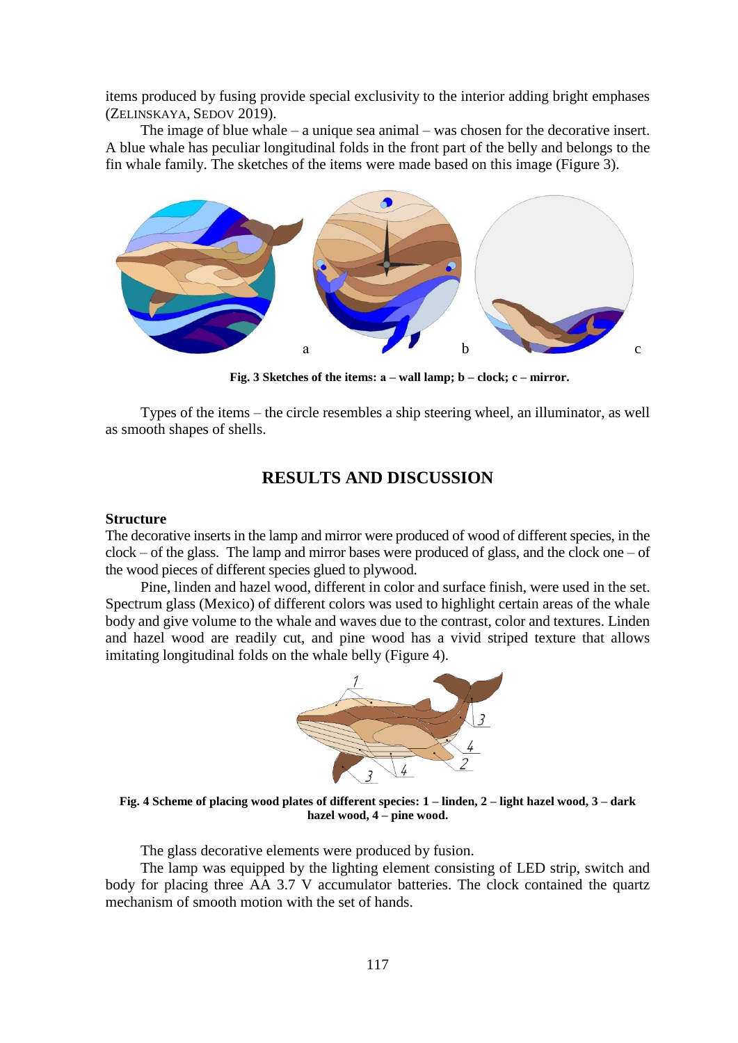items produced by fusing provide special exclusivity to the interior adding bright emphases (Zelinskaya, Sedov 2019).

The image of blue whale – a unique sea animal – was chosen for the decorative insert. A blue whale has peculiar longitudinal folds in the front part of the belly and belongs to the fin whale family. The sketches of the items were made based on this image (Figure 3).

**Fig. 3 Sketches of the items: a – wall lamp; b – clock; c – mirror.**

Types of the items – the circle resembles a ship steering wheel, an illuminator, as well as smooth shapes of shells.

## RESULTS AND DISCUSSION

### Structure

The decorative inserts in the lamp and mirror were produced of wood of different species, in the clock – of the glass. The lamp and mirror bases were produced of glass, and the clock one – of the wood pieces of different species glued to plywood.

Pine, linden and hazel wood, different in color and surface finish, were used in the set. Spectrum glass (Mexico) of different colors was used to highlight certain areas of the whale body and give volume to the whale and waves due to the contrast, color and textures. Linden and hazel wood are readily cut, and pine wood has a vivid striped texture that allows imitating longitudinal folds on the whale belly (Figure 4).

**Fig. 4 Scheme of placing wood plates of different species: 1 – linden, 2 – light hazel wood, 3 – dark hazel wood, 4 – pine wood.**

The glass decorative elements were produced by fusion.

The lamp was equipped by the lighting element consisting of LED strip, switch and body for placing three AA 3.7 V accumulator batteries. The clock contained the quartz mechanism of smooth motion with the set of hands.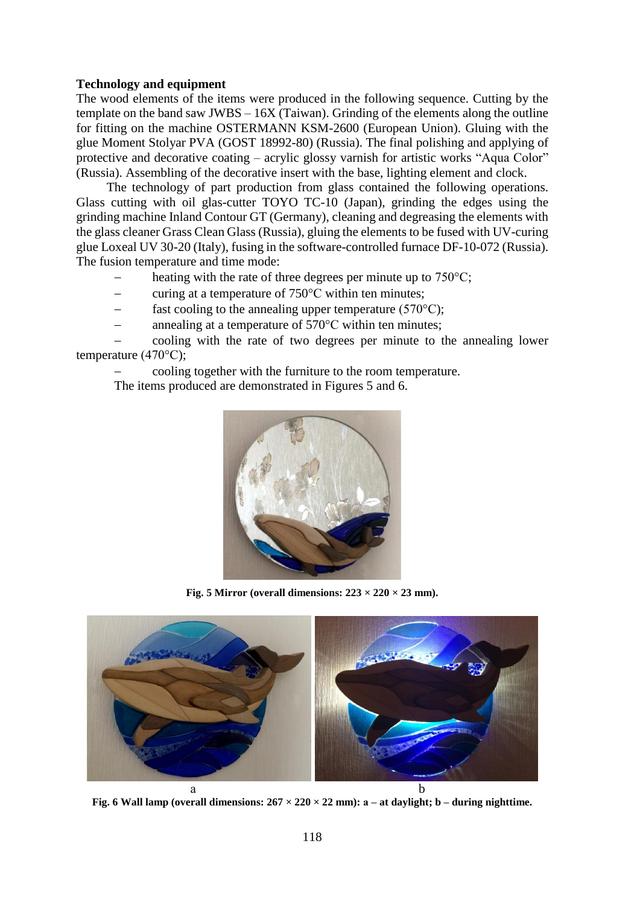**Technology and equipment**

The wood elements of the items were produced in the following sequence. Cutting by the template on the band saw JWBS – 16X (Taiwan). Grinding of the elements along the outline for fitting on the machine OSTERMANN KSM-2600 (European Union). Gluing with the glue Moment Stolyar PVA (GOST 18992-80) (Russia). The final polishing and applying of protective and decorative coating – acrylic glossy varnish for artistic works "Aqua Color" (Russia). Assembling of the decorative insert with the base, lighting element and clock.

The technology of part production from glass contained the following operations. Glass cutting with oil glas-cutter TOYO TC-10 (Japan), grinding the edges using the grinding machine Inland Contour GT (Germany), cleaning and degreasing the elements with the glass cleaner Grass Clean Glass (Russia), gluing the elements to be fused with UV-curing glue Loxeal UV 30-20 (Italy), fusing in the software-controlled furnace DF-10-072 (Russia). The fusion temperature and time mode:

- heating with the rate of three degrees per minute up to 750°C;
- curing at a temperature of 750°C within ten minutes;
- fast cooling to the annealing upper temperature (570°C);
- annealing at a temperature of 570°C within ten minutes;
- cooling with the rate of two degrees per minute to the annealing lower temperature (470°C);
- cooling together with the furniture to the room temperature.

The items produced are demonstrated in Figures 5 and 6.

**Fig. 5 Mirror (overall dimensions: 223 × 220 × 23 mm).**

**Fig. 6 Wall lamp (overall dimensions: 267 × 220 × 22 mm): a – at daylight; b – during nighttime.**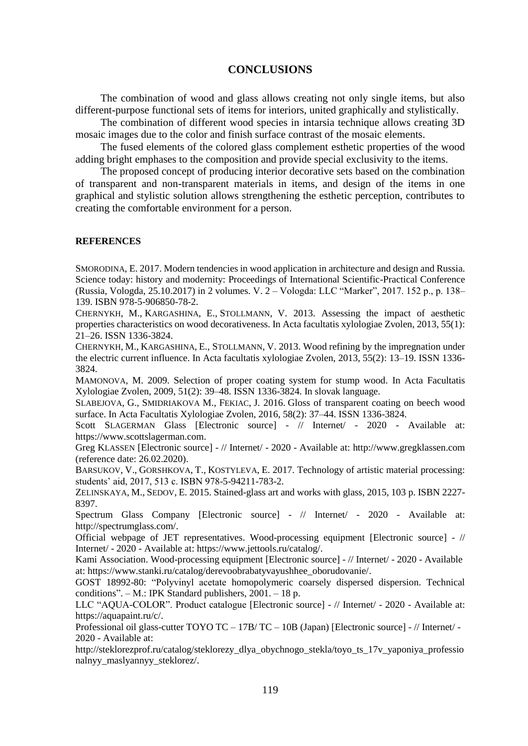## CONCLUSIONS

The combination of wood and glass allows creating not only single items, but also different-purpose functional sets of items for interiors, united graphically and stylistically.

The combination of different wood species in intarsia technique allows creating 3D mosaic images due to the color and finish surface contrast of the mosaic elements.

The fused elements of the colored glass complement esthetic properties of the wood adding bright emphases to the composition and provide special exclusivity to the items.

The proposed concept of producing interior decorative sets based on the combination of transparent and non-transparent materials in items, and design of the items in one graphical and stylistic solution allows strengthening the esthetic perception, contributes to creating the comfortable environment for a person.

### REFERENCES

SMORODINA, E. 2017. Modern tendencies in wood application in architecture and design and Russia. Science today: history and modernity: Proceedings of International Scientific-Practical Conference (Russia, Vologda, 25.10.2017) in 2 volumes. V. 2 – Vologda: LLC "Marker", 2017. 152 p., p. 138–139. ISBN 978-5-906850-78-2.

CHERNYKH, M., KARGASHINA, E., STOLLMANN, V. 2013. Assessing the impact of aesthetic properties characteristics on wood decorativeness. In Acta facultatis xylologiae Zvolen, 2013, 55(1): 21–26. ISSN 1336-3824.

CHERNYKH, M., KARGASHINA, E., STOLLMANN, V. 2013. Wood refining by the impregnation under the electric current influence. In Acta facultatis xylologiae Zvolen, 2013, 55(2): 13–19. ISSN 1336-3824.

MAMONOVA, M. 2009. Selection of proper coating system for stump wood. In Acta Facultatis Xylologiae Zvolen, 2009, 51(2): 39–48. ISSN 1336-3824. In slovak language.

SLABEJOVA, G., SMIDRIAKOVA M., FEKIAC, J. 2016. Gloss of transparent coating on beech wood surface. In Acta Facultatis Xylologiae Zvolen, 2016, 58(2): 37–44. ISSN 1336-3824.

Scott SLAGERMAN Glass [Electronic source] - // Internet/ - 2020 - Available at: https://www.scottslagerman.com.

Greg KLASSEN [Electronic source] - // Internet/ - 2020 - Available at: http://www.gregklassen.com (reference date: 26.02.2020).

BARSUKOV, V., GORSHKOVA, T., KOSTYLEVA, E. 2017. Technology of artistic material processing: students' aid, 2017, 513 c. ISBN 978-5-94211-783-2.

ZELINSKAYA, M., SEDOV, E. 2015. Stained-glass art and works with glass, 2015, 103 p. ISBN 2227-8397.

Spectrum Glass Company [Electronic source] - // Internet/ - 2020 - Available at: http://spectrumglass.com/.

Official webpage of JET representatives. Wood-processing equipment [Electronic source] - // Internet/ - 2020 - Available at: https://www.jettools.ru/catalog/.

Kami Association. Wood-processing equipment [Electronic source] - // Internet/ - 2020 - Available at: https://www.stanki.ru/catalog/derevoobrabatyvayushhee_oborudovanie/.

GOST 18992-80: "Polyvinyl acetate homopolymeric coarsely dispersed dispersion. Technical conditions". – M.: IPK Standard publishers, 2001. – 18 p.

LLC "AQUA-COLOR". Product catalogue [Electronic source] - // Internet/ - 2020 - Available at: https://aquapaint.ru/c/.

Professional oil glass-cutter TOYO TC – 17B/ TC – 10B (Japan) [Electronic source] - // Internet/ - 2020 - Available at: http://steklorezprof.ru/catalog/steklorezy_dlya_obychnogo_stekla/toyo_ts_17v_yaponiya_professionalnyy_maslyannyy_steklorez/.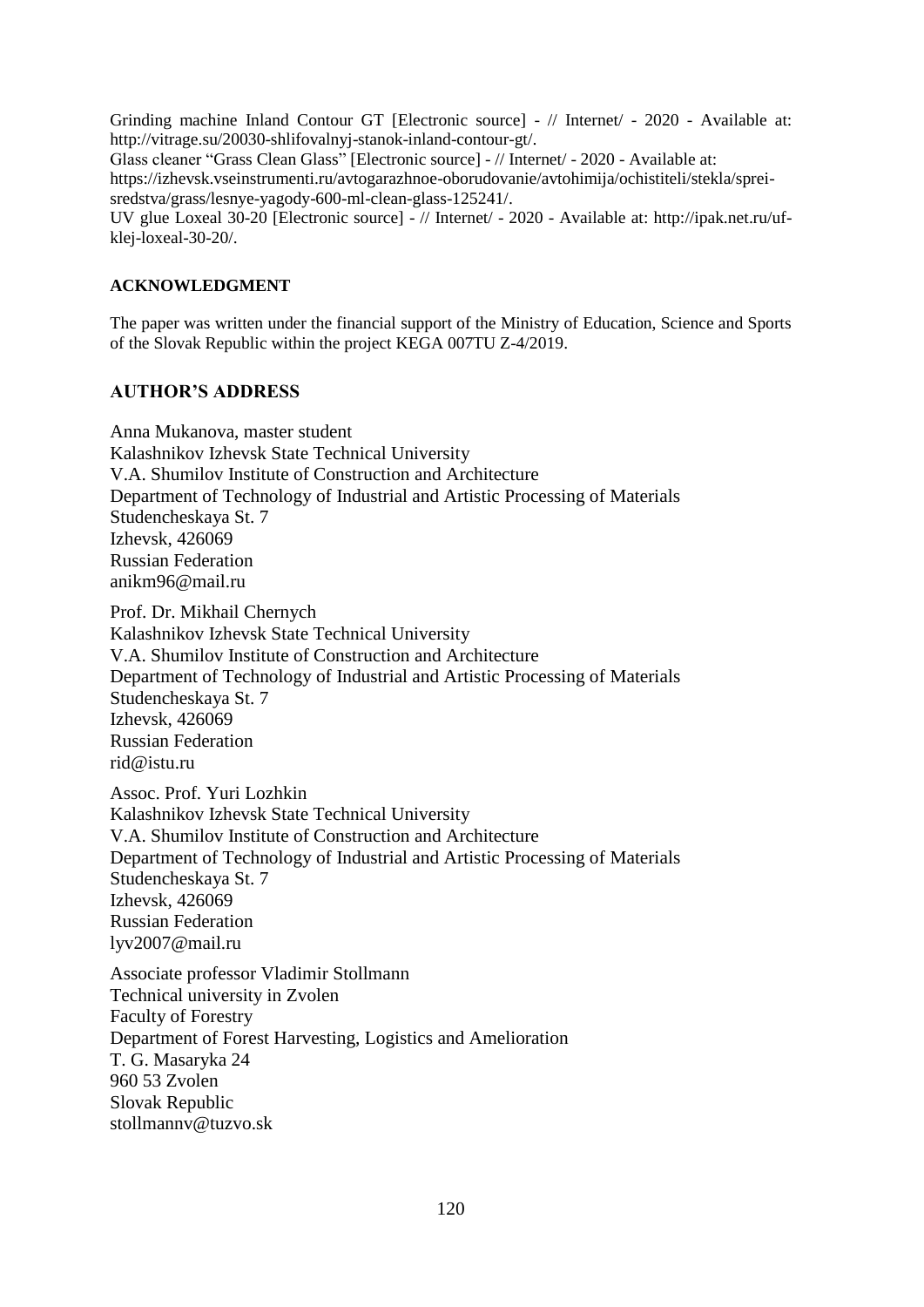Grinding machine Inland Contour GT [Electronic source] - // Internet/ - 2020 - Available at: http://vitrage.su/20030-shlifovalnyj-stanok-inland-contour-gt/.

Glass cleaner “Grass Clean Glass” [Electronic source] - // Internet/ - 2020 - Available at: https://izhevsk.vseinstrumenti.ru/avtogarazhnoe-oborudovanie/avtohimija/ochistiteli/stekla/sprei-sredstva/grass/lesnye-yagody-600-ml-clean-glass-125241/.

UV glue Loxeal 30-20 [Electronic source] - // Internet/ - 2020 - Available at: http://ipak.net.ru/uf-klej-loxeal-30-20/.

**ACKNOWLEDGMENT**

The paper was written under the financial support of the Ministry of Education, Science and Sports of the Slovak Republic within the project KEGA 007TU Z-4/2019.

## AUTHOR’S ADDRESS

Anna Mukanova, master student
Kalashnikov Izhevsk State Technical University
V.A. Shumilov Institute of Construction and Architecture
Department of Technology of Industrial and Artistic Processing of Materials
Studencheskaya St. 7
Izhevsk, 426069
Russian Federation
anikm96@mail.ru

Prof. Dr. Mikhail Chernych
Kalashnikov Izhevsk State Technical University
V.A. Shumilov Institute of Construction and Architecture
Department of Technology of Industrial and Artistic Processing of Materials
Studencheskaya St. 7
Izhevsk, 426069
Russian Federation
rid@istu.ru

Assoc. Prof. Yuri Lozhkin
Kalashnikov Izhevsk State Technical University
V.A. Shumilov Institute of Construction and Architecture
Department of Technology of Industrial and Artistic Processing of Materials
Studencheskaya St. 7
Izhevsk, 426069
Russian Federation
lyv2007@mail.ru

Associate professor Vladimir Stollmann
Technical university in Zvolen
Faculty of Forestry
Department of Forest Harvesting, Logistics and Amelioration
T. G. Masaryka 24
960 53 Zvolen
Slovak Republic
stollmannv@tuzvo.sk